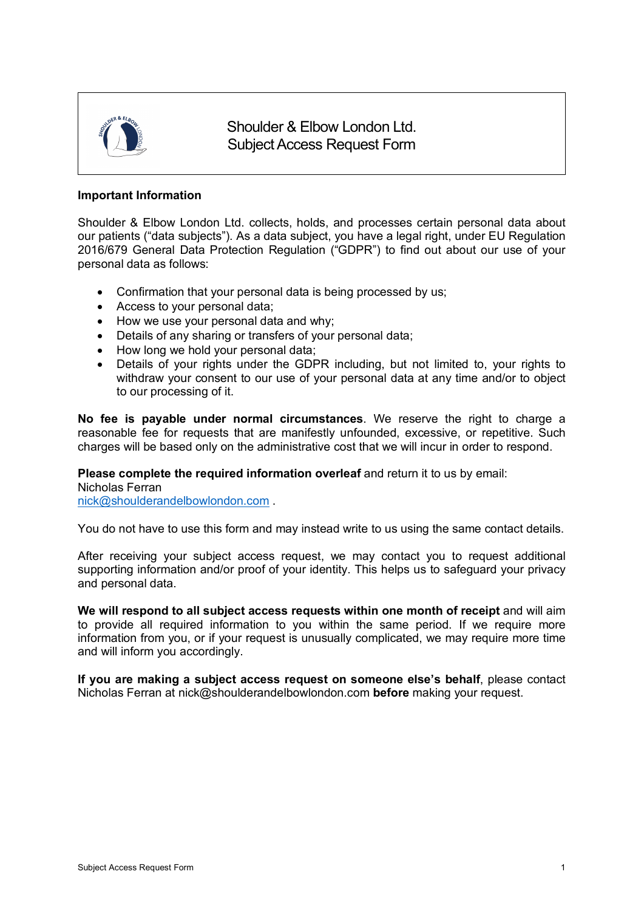# Shoulder & Elbow London Ltd.
# Subject Access Request Form

**Important Information**

Shoulder & Elbow London Ltd. collects, holds, and processes certain personal data about our patients ("data subjects"). As a data subject, you have a legal right, under EU Regulation 2016/679 General Data Protection Regulation ("GDPR") to find out about our use of your personal data as follows:

- Confirmation that your personal data is being processed by us;
- Access to your personal data;
- How we use your personal data and why;
- Details of any sharing or transfers of your personal data;
- How long we hold your personal data;
- Details of your rights under the GDPR including, but not limited to, your rights to withdraw your consent to our use of your personal data at any time and/or to object to our processing of it.

**No fee is payable under normal circumstances**. We reserve the right to charge a reasonable fee for requests that are manifestly unfounded, excessive, or repetitive. Such charges will be based only on the administrative cost that we will incur in order to respond.

**Please complete the required information overleaf** and return it to us by email:
Nicholas Ferran
nick@shoulderandelbowlondon.com .

You do not have to use this form and may instead write to us using the same contact details.

After receiving your subject access request, we may contact you to request additional supporting information and/or proof of your identity. This helps us to safeguard your privacy and personal data.

**We will respond to all subject access requests within one month of receipt** and will aim to provide all required information to you within the same period. If we require more information from you, or if your request is unusually complicated, we may require more time and will inform you accordingly.

**If you are making a subject access request on someone else's behalf**, please contact Nicholas Ferran at nick@shoulderandelbowlondon.com **before** making your request.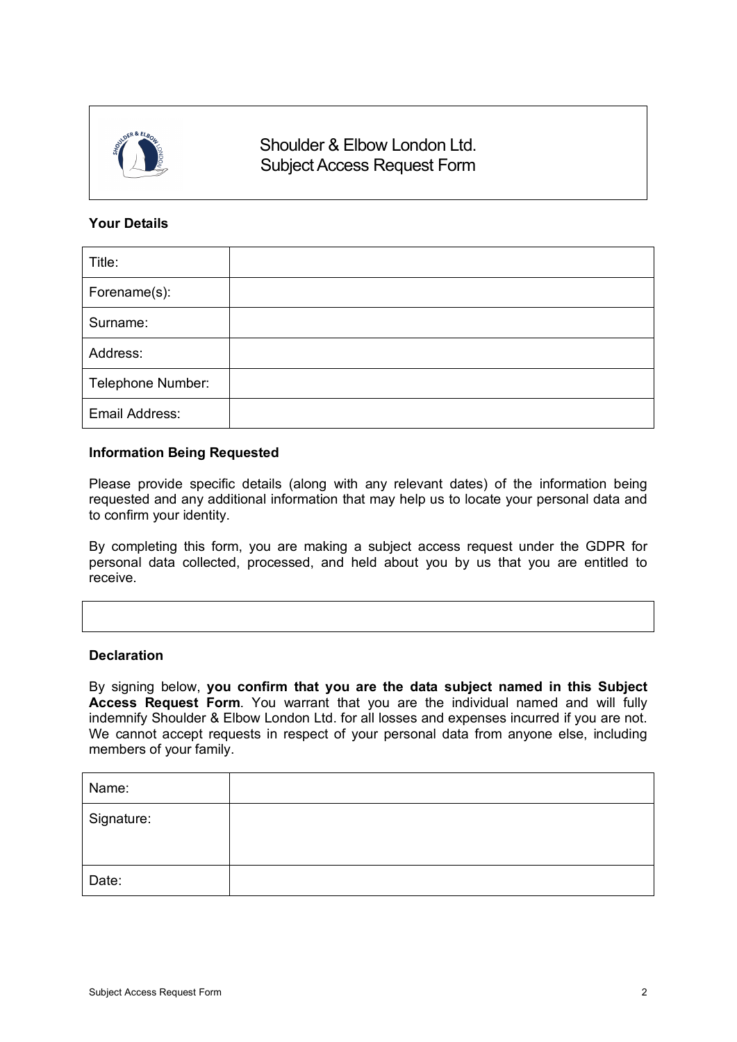# Shoulder & Elbow London Ltd.
## Subject Access Request Form

### Your Details

| | |
|---|---|
| Title: | |
| Forename(s): | |
| Surname: | |
| Address: | |
| Telephone Number: | |
| Email Address: | |

### Information Being Requested

Please provide specific details (along with any relevant dates) of the information being requested and any additional information that may help us to locate your personal data and to confirm your identity.

By completing this form, you are making a subject access request under the GDPR for personal data collected, processed, and held about you by us that you are entitled to receive.

| |
|---|
| |

### Declaration

By signing below, **you confirm that you are the data subject named in this Subject Access Request Form**. You warrant that you are the individual named and will fully indemnify Shoulder & Elbow London Ltd. for all losses and expenses incurred if you are not. We cannot accept requests in respect of your personal data from anyone else, including members of your family.

| | |
|---|---|
| Name: | |
| Signature: | |
| Date: | |